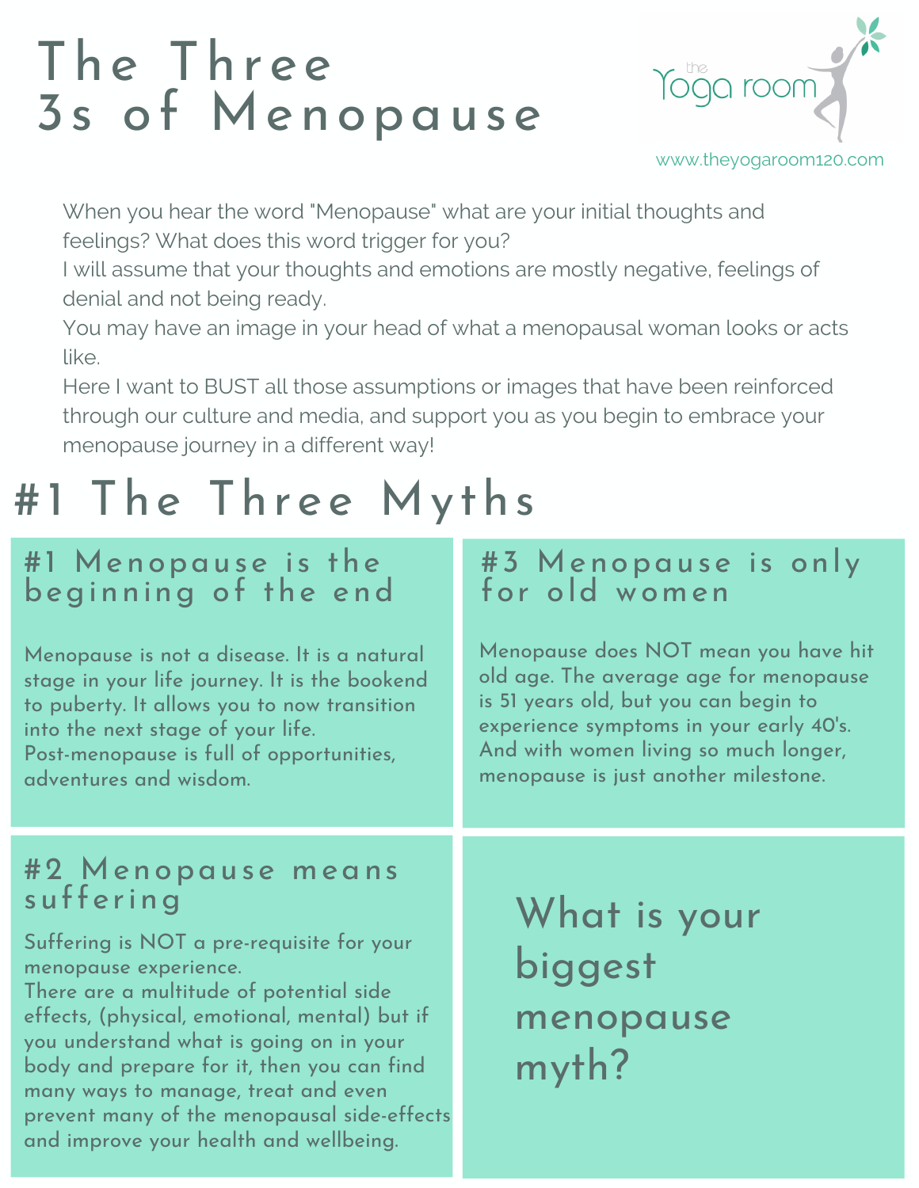# The Three 3s of Menopause

the Yoga room

www.theyogaroom120.com

When you hear the word "Menopause" what are your initial thoughts and feelings? What does this word trigger for you?
I will assume that your thoughts and emotions are mostly negative, feelings of denial and not being ready.
You may have an image in your head of what a menopausal woman looks or acts like.
Here I want to BUST all those assumptions or images that have been reinforced through our culture and media, and support you as you begin to embrace your menopause journey in a different way!

## #1 The Three Myths

### #1 Menopause is the beginning of the end

Menopause is not a disease. It is a natural stage in your life journey. It is the bookend to puberty. It allows you to now transition into the next stage of your life.
Post-menopause is full of opportunities, adventures and wisdom.

### #2 Menopause means suffering

Suffering is NOT a pre-requisite for your menopause experience.
There are a multitude of potential side effects, (physical, emotional, mental) but if you understand what is going on in your body and prepare for it, then you can find many ways to manage, treat and even prevent many of the menopausal side-effects and improve your health and wellbeing.

### #3 Menopause is only for old women

Menopause does NOT mean you have hit old age. The average age for menopause is 51 years old, but you can begin to experience symptoms in your early 40's. And with women living so much longer, menopause is just another milestone.

What is your biggest menopause myth?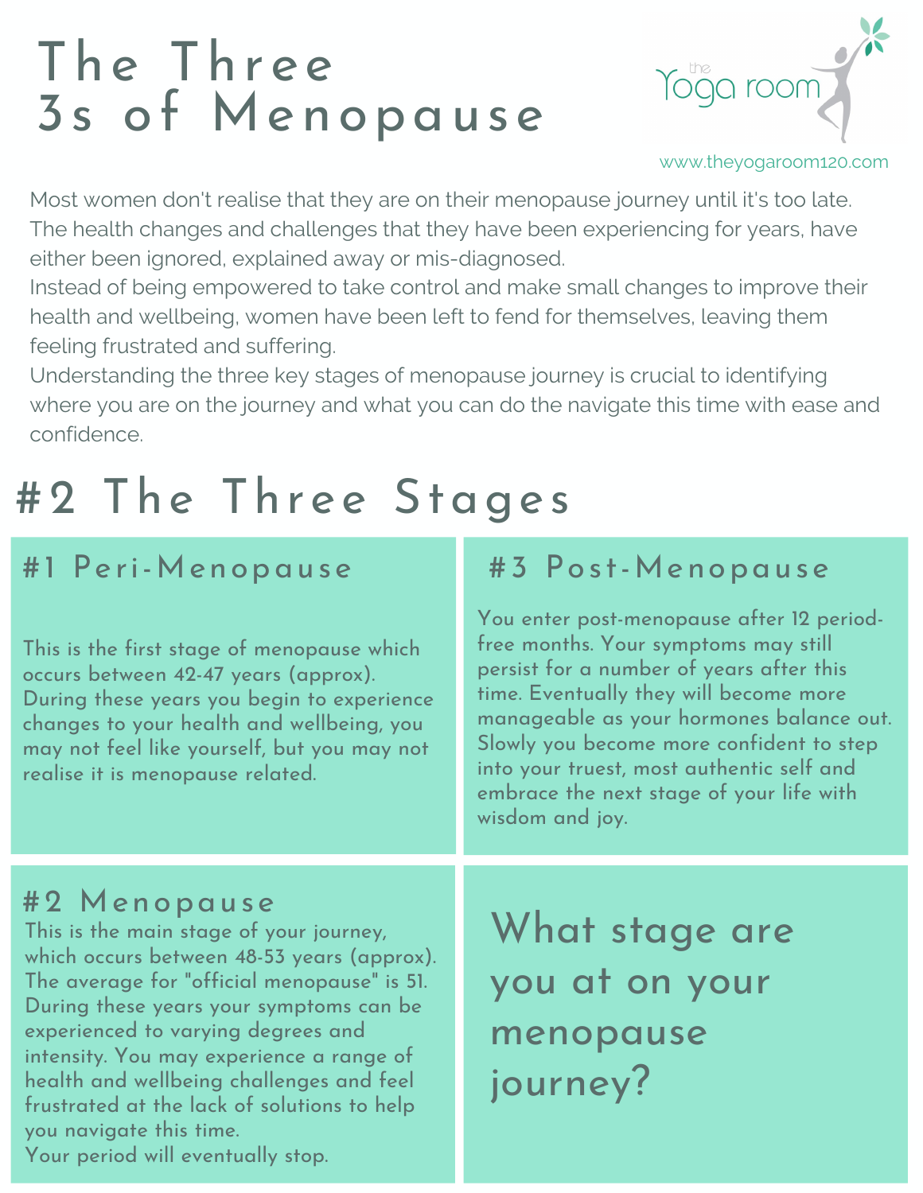# The Three 3s of Menopause

the Yoga room

www.theyogaroom120.com

Most women don't realise that they are on their menopause journey until it's too late. The health changes and challenges that they have been experiencing for years, have either been ignored, explained away or mis-diagnosed.

Instead of being empowered to take control and make small changes to improve their health and wellbeing, women have been left to fend for themselves, leaving them feeling frustrated and suffering.

Understanding the three key stages of menopause journey is crucial to identifying where you are on the journey and what you can do the navigate this time with ease and confidence.

## #2 The Three Stages

### #1 Peri-Menopause

This is the first stage of menopause which occurs between 42-47 years (approx). During these years you begin to experience changes to your health and wellbeing, you may not feel like yourself, but you may not realise it is menopause related.

### #2 Menopause

This is the main stage of your journey, which occurs between 48-53 years (approx). The average for "official menopause" is 51. During these years your symptoms can be experienced to varying degrees and intensity. You may experience a range of health and wellbeing challenges and feel frustrated at the lack of solutions to help you navigate this time.

Your period will eventually stop.

### #3 Post-Menopause

You enter post-menopause after 12 period-free months. Your symptoms may still persist for a number of years after this time. Eventually they will become more manageable as your hormones balance out. Slowly you become more confident to step into your truest, most authentic self and embrace the next stage of your life with wisdom and joy.

What stage are you at on your menopause journey?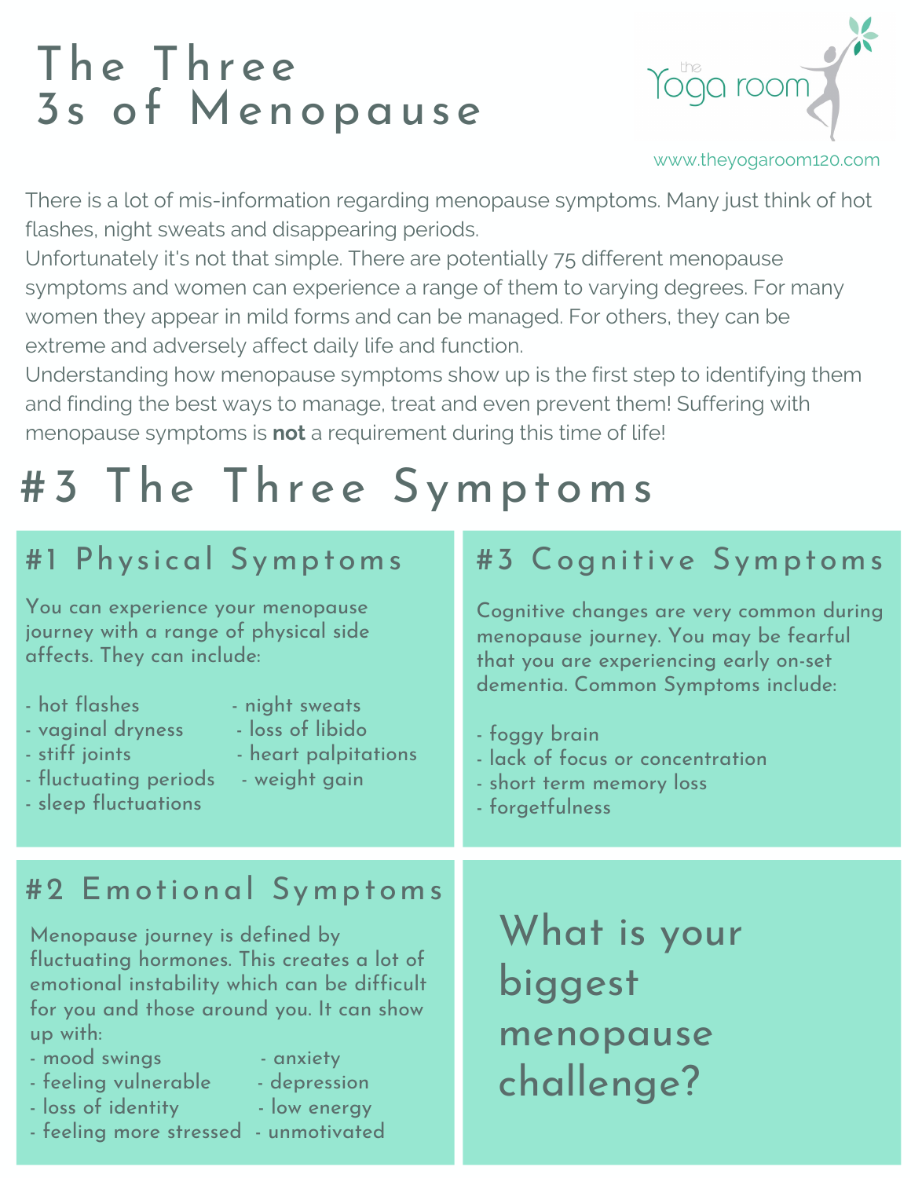# The Three 3s of Menopause

the Yoga room

www.theyogaroom120.com

There is a lot of mis-information regarding menopause symptoms. Many just think of hot flashes, night sweats and disappearing periods.
Unfortunately it's not that simple. There are potentially 75 different menopause symptoms and women can experience a range of them to varying degrees. For many women they appear in mild forms and can be managed. For others, they can be extreme and adversely affect daily life and function.
Understanding how menopause symptoms show up is the first step to identifying them and finding the best ways to manage, treat and even prevent them! Suffering with menopause symptoms is **not** a requirement during this time of life!

## #3 The Three Symptoms

### #1 Physical Symptoms

You can experience your menopause journey with a range of physical side affects. They can include:

- hot flashes
- night sweats
- vaginal dryness
- loss of libido
- stiff joints
- heart palpitations
- fluctuating periods
- weight gain
- sleep fluctuations

### #3 Cognitive Symptoms

Cognitive changes are very common during menopause journey. You may be fearful that you are experiencing early on-set dementia. Common Symptoms include:

- foggy brain
- lack of focus or concentration
- short term memory loss
- forgetfulness

### #2 Emotional Symptoms

Menopause journey is defined by fluctuating hormones. This creates a lot of emotional instability which can be difficult for you and those around you. It can show up with:

- mood swings
- anxiety
- feeling vulnerable
- depression
- loss of identity
- low energy
- feeling more stressed
- unmotivated

What is your biggest menopause challenge?